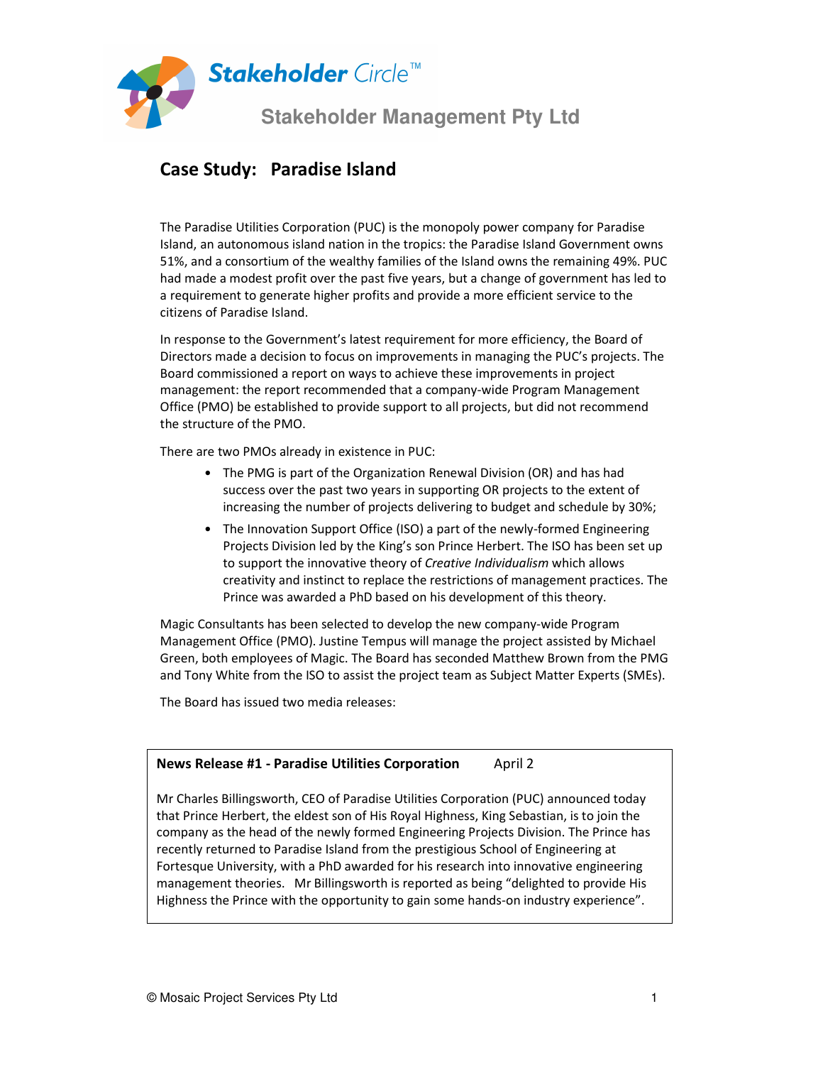Stakeholder Circle™

Stakeholder Management Pty Ltd

# Case Study: Paradise Island

The Paradise Utilities Corporation (PUC) is the monopoly power company for Paradise Island, an autonomous island nation in the tropics: the Paradise Island Government owns 51%, and a consortium of the wealthy families of the Island owns the remaining 49%. PUC had made a modest profit over the past five years, but a change of government has led to a requirement to generate higher profits and provide a more efficient service to the citizens of Paradise Island.

In response to the Government's latest requirement for more efficiency, the Board of Directors made a decision to focus on improvements in managing the PUC's projects. The Board commissioned a report on ways to achieve these improvements in project management: the report recommended that a company-wide Program Management Office (PMO) be established to provide support to all projects, but did not recommend the structure of the PMO.

There are two PMOs already in existence in PUC:

- The PMG is part of the Organization Renewal Division (OR) and has had success over the past two years in supporting OR projects to the extent of increasing the number of projects delivering to budget and schedule by 30%;
- The Innovation Support Office (ISO) a part of the newly-formed Engineering Projects Division led by the King's son Prince Herbert. The ISO has been set up to support the innovative theory of *Creative Individualism* which allows creativity and instinct to replace the restrictions of management practices. The Prince was awarded a PhD based on his development of this theory.

Magic Consultants has been selected to develop the new company-wide Program Management Office (PMO). Justine Tempus will manage the project assisted by Michael Green, both employees of Magic. The Board has seconded Matthew Brown from the PMG and Tony White from the ISO to assist the project team as Subject Matter Experts (SMEs).

The Board has issued two media releases:

**News Release #1 - Paradise Utilities Corporation** April 2

Mr Charles Billingsworth, CEO of Paradise Utilities Corporation (PUC) announced today that Prince Herbert, the eldest son of His Royal Highness, King Sebastian, is to join the company as the head of the newly formed Engineering Projects Division. The Prince has recently returned to Paradise Island from the prestigious School of Engineering at Fortesque University, with a PhD awarded for his research into innovative engineering management theories. Mr Billingsworth is reported as being "delighted to provide His Highness the Prince with the opportunity to gain some hands-on industry experience".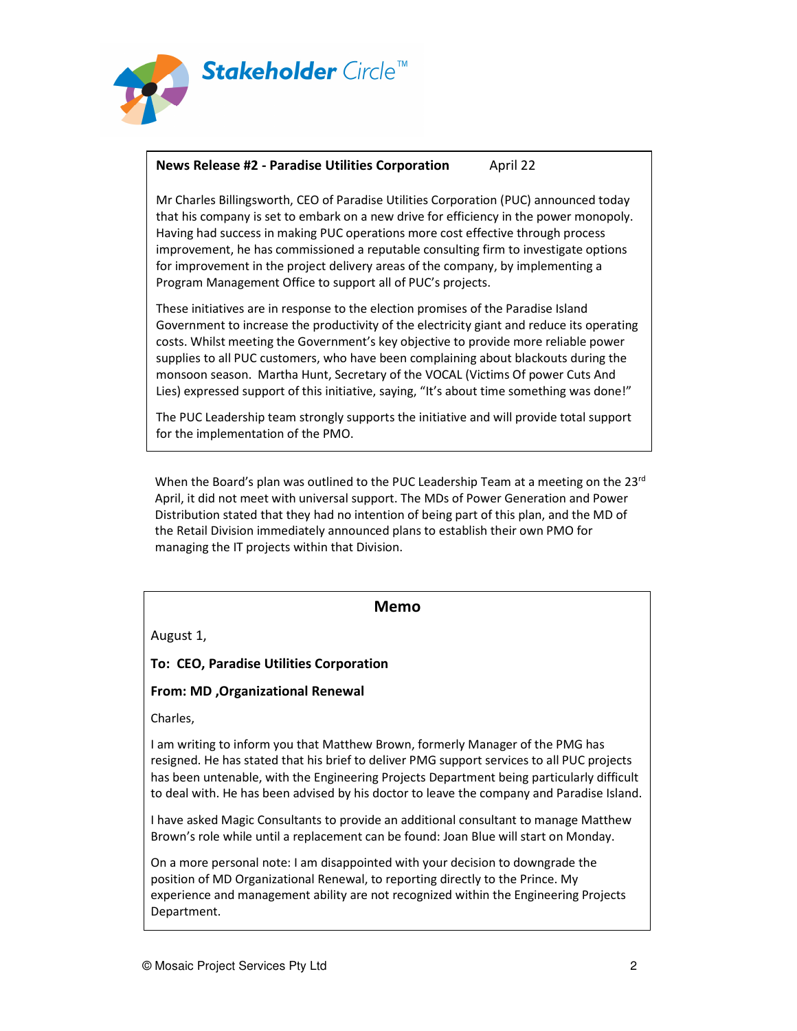**Stakeholder Circle™**

**News Release #2 - Paradise Utilities Corporation** April 22

Mr Charles Billingsworth, CEO of Paradise Utilities Corporation (PUC) announced today that his company is set to embark on a new drive for efficiency in the power monopoly. Having had success in making PUC operations more cost effective through process improvement, he has commissioned a reputable consulting firm to investigate options for improvement in the project delivery areas of the company, by implementing a Program Management Office to support all of PUC's projects.

These initiatives are in response to the election promises of the Paradise Island Government to increase the productivity of the electricity giant and reduce its operating costs. Whilst meeting the Government's key objective to provide more reliable power supplies to all PUC customers, who have been complaining about blackouts during the monsoon season. Martha Hunt, Secretary of the VOCAL (Victims Of power Cuts And Lies) expressed support of this initiative, saying, "It's about time something was done!"

The PUC Leadership team strongly supports the initiative and will provide total support for the implementation of the PMO.

When the Board's plan was outlined to the PUC Leadership Team at a meeting on the 23rd April, it did not meet with universal support. The MDs of Power Generation and Power Distribution stated that they had no intention of being part of this plan, and the MD of the Retail Division immediately announced plans to establish their own PMO for managing the IT projects within that Division.

## Memo

August 1,

**To: CEO, Paradise Utilities Corporation**

**From: MD ,Organizational Renewal**

Charles,

I am writing to inform you that Matthew Brown, formerly Manager of the PMG has resigned. He has stated that his brief to deliver PMG support services to all PUC projects has been untenable, with the Engineering Projects Department being particularly difficult to deal with. He has been advised by his doctor to leave the company and Paradise Island.

I have asked Magic Consultants to provide an additional consultant to manage Matthew Brown's role while until a replacement can be found: Joan Blue will start on Monday.

On a more personal note: I am disappointed with your decision to downgrade the position of MD Organizational Renewal, to reporting directly to the Prince. My experience and management ability are not recognized within the Engineering Projects Department.

© Mosaic Project Services Pty Ltd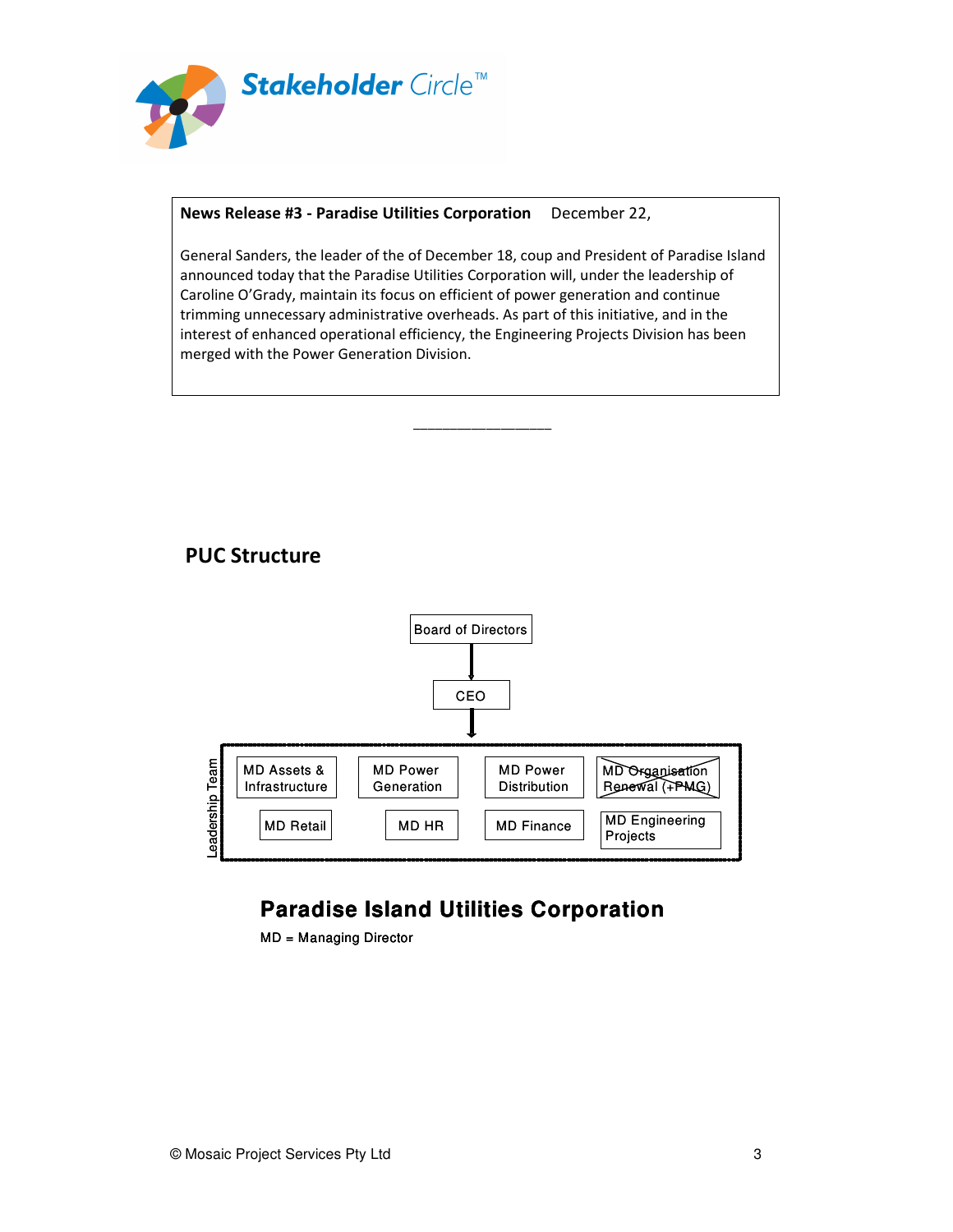**News Release #3 - Paradise Utilities Corporation** December 22,

General Sanders, the leader of the of December 18, coup and President of Paradise Island announced today that the Paradise Utilities Corporation will, under the leadership of Caroline O'Grady, maintain its focus on efficient of power generation and continue trimming unnecessary administrative overheads. As part of this initiative, and in the interest of enhanced operational efficiency, the Engineering Projects Division has been merged with the Power Generation Division.

________________

## PUC Structure

Board of Directors

CEO

Leadership Team

- MD Assets & Infrastructure
- MD Power Generation
- MD Power Distribution
- ~~MD Organisation Renewal (+PMG)~~
- MD Retail
- MD HR
- MD Finance
- MD Engineering Projects

**Paradise Island Utilities Corporation**

MD = Managing Director

© Mosaic Project Services Pty Ltd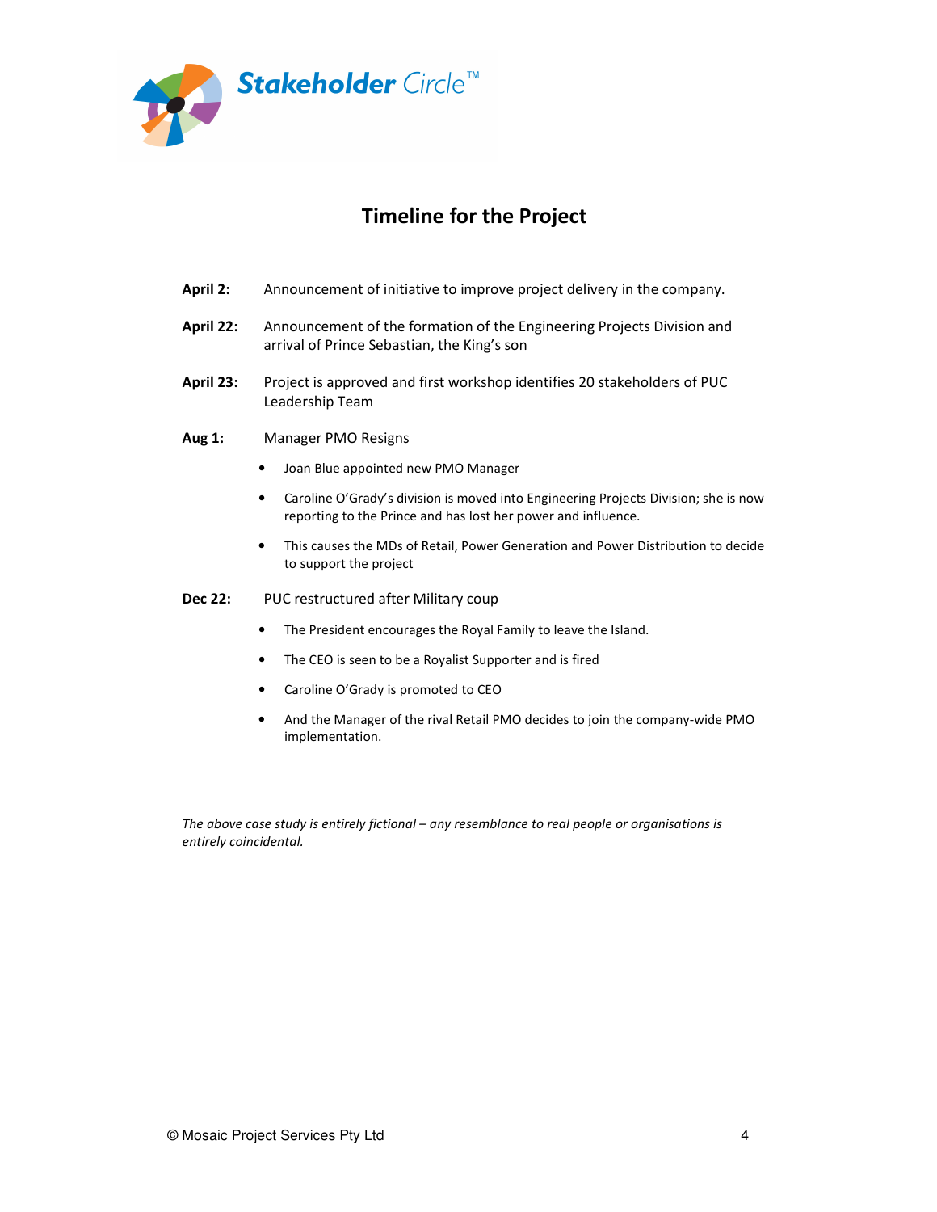# Timeline for the Project

**April 2:** Announcement of initiative to improve project delivery in the company.

**April 22:** Announcement of the formation of the Engineering Projects Division and arrival of Prince Sebastian, the King's son

**April 23:** Project is approved and first workshop identifies 20 stakeholders of PUC Leadership Team

**Aug 1:** Manager PMO Resigns

- Joan Blue appointed new PMO Manager
- Caroline O'Grady's division is moved into Engineering Projects Division; she is now reporting to the Prince and has lost her power and influence.
- This causes the MDs of Retail, Power Generation and Power Distribution to decide to support the project

**Dec 22:** PUC restructured after Military coup

- The President encourages the Royal Family to leave the Island.
- The CEO is seen to be a Royalist Supporter and is fired
- Caroline O'Grady is promoted to CEO
- And the Manager of the rival Retail PMO decides to join the company-wide PMO implementation.

*The above case study is entirely fictional – any resemblance to real people or organisations is entirely coincidental.*